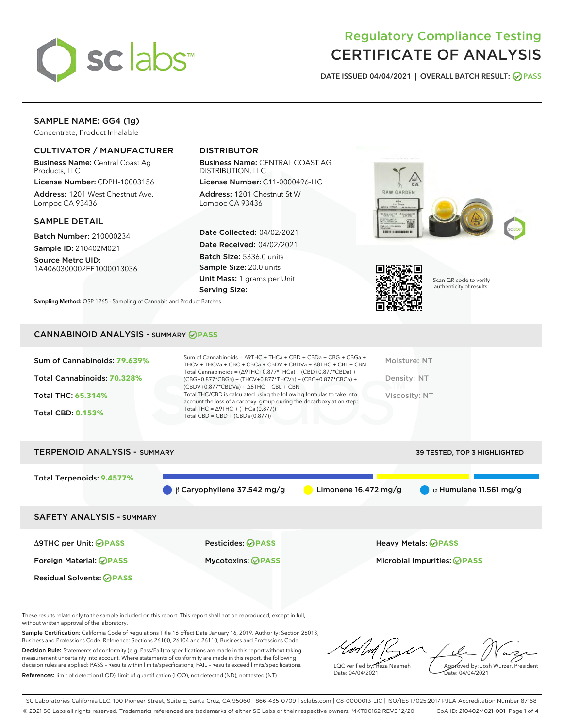# Regulatory Compliance Testing
# CERTIFICATE OF ANALYSIS

DATE ISSUED 04/04/2021 | OVERALL BATCH RESULT: PASS

## SAMPLE NAME: GG4 (1g)

Concentrate, Product Inhalable

### CULTIVATOR / MANUFACTURER

**Business Name:** Central Coast Ag Products, LLC

**License Number:** CDPH-10003156

**Address:** 1201 West Chestnut Ave. Lompoc CA 93436

### DISTRIBUTOR

**Business Name:** CENTRAL COAST AG DISTRIBUTION, LLC

**License Number:** C11-0000496-LIC

**Address:** 1201 Chestnut St W Lompoc CA 93436

### SAMPLE DETAIL

**Batch Number:** 210000234

**Sample ID:** 210402M021

**Source Metrc UID:** 1A4060300002EE1000013036

**Date Collected:** 04/02/2021

**Date Received:** 04/02/2021

**Batch Size:** 5336.0 units

**Sample Size:** 20.0 units

**Unit Mass:** 1 grams per Unit

**Serving Size:**

Scan QR code to verify authenticity of results.

**Sampling Method:** QSP 1265 - Sampling of Cannabis and Product Batches

## CANNABINOID ANALYSIS - SUMMARY PASS

Sum of Cannabinoids: **79.639%**

Total Cannabinoids: **70.328%**

Total THC: **65.314%**

Total CBD: **0.153%**

Sum of Cannabinoids = Δ9THC + THCa + CBD + CBDa + CBG + CBGa + THCV + THCVa + CBC + CBCa + CBDV + CBDVa + Δ8THC + CBL + CBN

Total Cannabinoids = (Δ9THC+0.877*THCa) + (CBD+0.877*CBDa) + (CBG+0.877*CBGa) + (THCV+0.877*THCVa) + (CBC+0.877*CBCa) + (CBDV+0.877*CBDVa) + Δ8THC + CBL + CBN

Total THC/CBD is calculated using the following formulas to take into account the loss of a carboxyl group during the decarboxylation step:

Total THC = Δ9THC + (THCa (0.877))

Total CBD = CBD + (CBDa (0.877))

Moisture: NT

Density: NT

Viscosity: NT

## TERPENOID ANALYSIS - SUMMARY

39 TESTED, TOP 3 HIGHLIGHTED

Total Terpenoids: **9.4577%**

β Caryophyllene 37.542 mg/g | Limonene 16.472 mg/g | α Humulene 11.561 mg/g

## SAFETY ANALYSIS - SUMMARY

| | | |
|---|---|---|
| Δ9THC per Unit: PASS | Pesticides: PASS | Heavy Metals: PASS |
| Foreign Material: PASS | Mycotoxins: PASS | Microbial Impurities: PASS |
| Residual Solvents: PASS | | |

These results relate only to the sample included on this report. This report shall not be reproduced, except in full, without written approval of the laboratory.

**Sample Certification:** California Code of Regulations Title 16 Effect Date January 16, 2019. Authority: Section 26013, Business and Professions Code. Reference: Sections 26100, 26104 and 26110, Business and Professions Code.

**Decision Rule:** Statements of conformity (e.g. Pass/Fail) to specifications are made in this report without taking measurement uncertainty into account. Where statements of conformity are made in this report, the following decision rules are applied: PASS – Results within limits/specifications, FAIL – Results exceed limits/specifications.

**References:** limit of detection (LOD), limit of quantification (LOQ), not detected (ND), not tested (NT)

LQC verified by: Reza Naemeh
Date: 04/04/2021

Approved by: Josh Wurzer, President
Date: 04/04/2021

SC Laboratories California LLC. 100 Pioneer Street, Suite E, Santa Cruz, CA 95060 | 866-435-0709 | sclabs.com | C8-0000013-LIC | ISO/IES 17025:2017 PJLA Accreditation Number 87168
© 2021 SC Labs all rights reserved. Trademarks referenced are trademarks of either SC Labs or their respective owners. MKT00162 REV5 12/20 CoA ID: 210402M021-001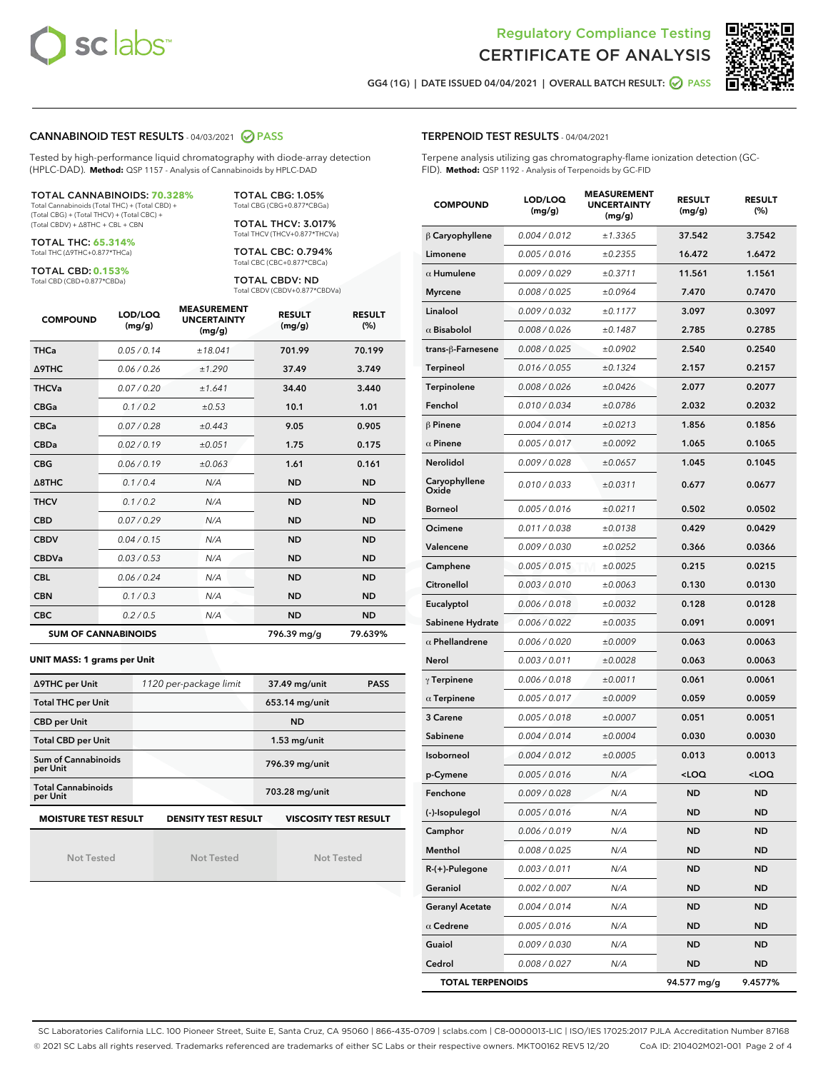# Regulatory Compliance Testing
# CERTIFICATE OF ANALYSIS

GG4 (1G) | DATE ISSUED 04/04/2021 | OVERALL BATCH RESULT: PASS

## CANNABINOID TEST RESULTS - 04/03/2021 PASS

Tested by high-performance liquid chromatography with diode-array detection (HPLC-DAD). **Method:** QSP 1157 - Analysis of Cannabinoids by HPLC-DAD

**TOTAL CANNABINOIDS: 70.328%**
Total Cannabinoids (Total THC) + (Total CBD) + (Total CBG) + (Total THCV) + (Total CBC) + (Total CBDV) + ∆8THC + CBL + CBN

**TOTAL THC: 65.314%**
Total THC (∆9THC+0.877*THCa)

**TOTAL CBD: 0.153%**
Total CBD (CBD+0.877*CBDa)

**TOTAL CBG: 1.05%**
Total CBG (CBG+0.877*CBGa)

**TOTAL THCV: 3.017%**
Total THCV (THCV+0.877*THCVa)

**TOTAL CBC: 0.794%**
Total CBC (CBC+0.877*CBCa)

**TOTAL CBDV: ND**
Total CBDV (CBDV+0.877*CBDVa)

| COMPOUND | LOD/LOQ (mg/g) | MEASUREMENT UNCERTAINTY (mg/g) | RESULT (mg/g) | RESULT (%) |
|---|---|---|---|---|
| THCa | 0.05 / 0.14 | ±18.041 | 701.99 | 70.199 |
| Δ9THC | 0.06 / 0.26 | ±1.290 | 37.49 | 3.749 |
| THCVa | 0.07 / 0.20 | ±1.641 | 34.40 | 3.440 |
| CBGa | 0.1 / 0.2 | ±0.53 | 10.1 | 1.01 |
| CBCa | 0.07 / 0.28 | ±0.443 | 9.05 | 0.905 |
| CBDa | 0.02 / 0.19 | ±0.051 | 1.75 | 0.175 |
| CBG | 0.06 / 0.19 | ±0.063 | 1.61 | 0.161 |
| Δ8THC | 0.1 / 0.4 | N/A | ND | ND |
| THCV | 0.1 / 0.2 | N/A | ND | ND |
| CBD | 0.07 / 0.29 | N/A | ND | ND |
| CBDV | 0.04 / 0.15 | N/A | ND | ND |
| CBDVa | 0.03 / 0.53 | N/A | ND | ND |
| CBL | 0.06 / 0.24 | N/A | ND | ND |
| CBN | 0.1 / 0.3 | N/A | ND | ND |
| CBC | 0.2 / 0.5 | N/A | ND | ND |
| **SUM OF CANNABINOIDS** | | | 796.39 mg/g | 79.639% |

**UNIT MASS: 1 grams per Unit**

| | | | |
|---|---|---|---|
| Δ9THC per Unit | 1120 per-package limit | 37.49 mg/unit | PASS |
| Total THC per Unit | | 653.14 mg/unit | |
| CBD per Unit | | ND | |
| Total CBD per Unit | | 1.53 mg/unit | |
| Sum of Cannabinoids per Unit | | 796.39 mg/unit | |
| Total Cannabinoids per Unit | | 703.28 mg/unit | |

| MOISTURE TEST RESULT | DENSITY TEST RESULT | VISCOSITY TEST RESULT |
|---|---|---|
| Not Tested | Not Tested | Not Tested |

## TERPENOID TEST RESULTS - 04/04/2021

Terpene analysis utilizing gas chromatography-flame ionization detection (GC-FID). **Method:** QSP 1192 - Analysis of Terpenoids by GC-FID

| COMPOUND | LOD/LOQ (mg/g) | MEASUREMENT UNCERTAINTY (mg/g) | RESULT (mg/g) | RESULT (%) |
|---|---|---|---|---|
| β Caryophyllene | 0.004 / 0.012 | ±1.3365 | 37.542 | 3.7542 |
| Limonene | 0.005 / 0.016 | ±0.2355 | 16.472 | 1.6472 |
| α Humulene | 0.009 / 0.029 | ±0.3711 | 11.561 | 1.1561 |
| Myrcene | 0.008 / 0.025 | ±0.0964 | 7.470 | 0.7470 |
| Linalool | 0.009 / 0.032 | ±0.1177 | 3.097 | 0.3097 |
| α Bisabolol | 0.008 / 0.026 | ±0.1487 | 2.785 | 0.2785 |
| trans-β-Farnesene | 0.008 / 0.025 | ±0.0902 | 2.540 | 0.2540 |
| Terpineol | 0.016 / 0.055 | ±0.1324 | 2.157 | 0.2157 |
| Terpinolene | 0.008 / 0.026 | ±0.0426 | 2.077 | 0.2077 |
| Fenchol | 0.010 / 0.034 | ±0.0786 | 2.032 | 0.2032 |
| β Pinene | 0.004 / 0.014 | ±0.0213 | 1.856 | 0.1856 |
| α Pinene | 0.005 / 0.017 | ±0.0092 | 1.065 | 0.1065 |
| Nerolidol | 0.009 / 0.028 | ±0.0657 | 1.045 | 0.1045 |
| Caryophyllene Oxide | 0.010 / 0.033 | ±0.0311 | 0.677 | 0.0677 |
| Borneol | 0.005 / 0.016 | ±0.0211 | 0.502 | 0.0502 |
| Ocimene | 0.011 / 0.038 | ±0.0138 | 0.429 | 0.0429 |
| Valencene | 0.009 / 0.030 | ±0.0252 | 0.366 | 0.0366 |
| Camphene | 0.005 / 0.015 | ±0.0025 | 0.215 | 0.0215 |
| Citronellol | 0.003 / 0.010 | ±0.0063 | 0.130 | 0.0130 |
| Eucalyptol | 0.006 / 0.018 | ±0.0032 | 0.128 | 0.0128 |
| Sabinene Hydrate | 0.006 / 0.022 | ±0.0035 | 0.091 | 0.0091 |
| α Phellandrene | 0.006 / 0.020 | ±0.0009 | 0.063 | 0.0063 |
| Nerol | 0.003 / 0.011 | ±0.0028 | 0.063 | 0.0063 |
| γ Terpinene | 0.006 / 0.018 | ±0.0011 | 0.061 | 0.0061 |
| α Terpinene | 0.005 / 0.017 | ±0.0009 | 0.059 | 0.0059 |
| 3 Carene | 0.005 / 0.018 | ±0.0007 | 0.051 | 0.0051 |
| Sabinene | 0.004 / 0.014 | ±0.0004 | 0.030 | 0.0030 |
| Isoborneol | 0.004 / 0.012 | ±0.0005 | 0.013 | 0.0013 |
| p-Cymene | 0.005 / 0.016 | N/A | <LOQ | <LOQ |
| Fenchone | 0.009 / 0.028 | N/A | ND | ND |
| (-)-Isopulegol | 0.005 / 0.016 | N/A | ND | ND |
| Camphor | 0.006 / 0.019 | N/A | ND | ND |
| Menthol | 0.008 / 0.025 | N/A | ND | ND |
| R-(+)-Pulegone | 0.003 / 0.011 | N/A | ND | ND |
| Geraniol | 0.002 / 0.007 | N/A | ND | ND |
| Geranyl Acetate | 0.004 / 0.014 | N/A | ND | ND |
| α Cedrene | 0.005 / 0.016 | N/A | ND | ND |
| Guaiol | 0.009 / 0.030 | N/A | ND | ND |
| Cedrol | 0.008 / 0.027 | N/A | ND | ND |
| **TOTAL TERPENOIDS** | | | 94.577 mg/g | 9.4577% |

SC Laboratories California LLC. 100 Pioneer Street, Suite E, Santa Cruz, CA 95060 | 866-435-0709 | sclabs.com | C8-0000013-LIC | ISO/IES 17025:2017 PJLA Accreditation Number 87168
© 2021 SC Labs all rights reserved. Trademarks referenced are trademarks of either SC Labs or their respective owners. MKT00162 REV5 12/20 CoA ID: 210402M021-001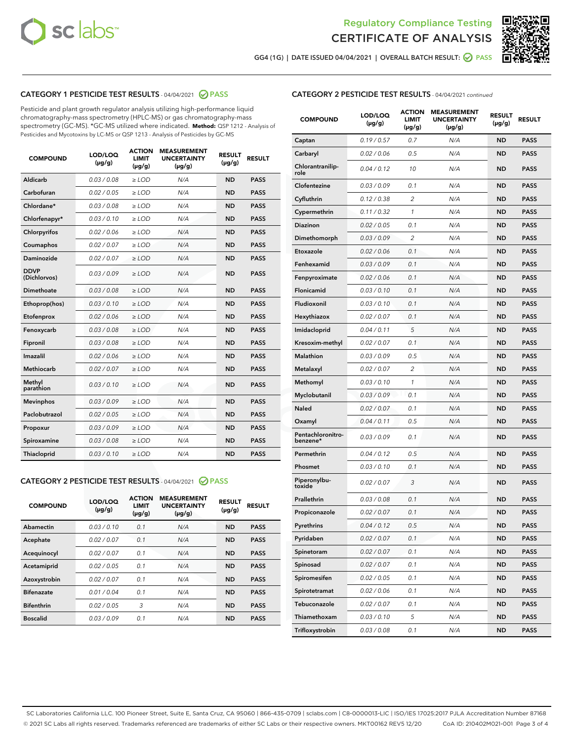Regulatory Compliance Testing
# CERTIFICATE OF ANALYSIS

GG4 (1G) | DATE ISSUED 04/04/2021 | OVERALL BATCH RESULT: PASS

## CATEGORY 1 PESTICIDE TEST RESULTS - 04/04/2021 PASS

Pesticide and plant growth regulator analysis utilizing high-performance liquid chromatography-mass spectrometry (HPLC-MS) or gas chromatography-mass spectrometry (GC-MS). *GC-MS utilized where indicated. **Method:** QSP 1212 - Analysis of Pesticides and Mycotoxins by LC-MS or QSP 1213 - Analysis of Pesticides by GC-MS

| COMPOUND | LOD/LOQ (µg/g) | ACTION LIMIT (µg/g) | MEASUREMENT UNCERTAINTY (µg/g) | RESULT (µg/g) | RESULT |
|---|---|---|---|---|---|
| Aldicarb | 0.03 / 0.08 | ≥ LOD | N/A | ND | PASS |
| Carbofuran | 0.02 / 0.05 | ≥ LOD | N/A | ND | PASS |
| Chlordane* | 0.03 / 0.08 | ≥ LOD | N/A | ND | PASS |
| Chlorfenapyr* | 0.03 / 0.10 | ≥ LOD | N/A | ND | PASS |
| Chlorpyrifos | 0.02 / 0.06 | ≥ LOD | N/A | ND | PASS |
| Coumaphos | 0.02 / 0.07 | ≥ LOD | N/A | ND | PASS |
| Daminozide | 0.02 / 0.07 | ≥ LOD | N/A | ND | PASS |
| DDVP (Dichlorvos) | 0.03 / 0.09 | ≥ LOD | N/A | ND | PASS |
| Dimethoate | 0.03 / 0.08 | ≥ LOD | N/A | ND | PASS |
| Ethoprop(hos) | 0.03 / 0.10 | ≥ LOD | N/A | ND | PASS |
| Etofenprox | 0.02 / 0.06 | ≥ LOD | N/A | ND | PASS |
| Fenoxycarb | 0.03 / 0.08 | ≥ LOD | N/A | ND | PASS |
| Fipronil | 0.03 / 0.08 | ≥ LOD | N/A | ND | PASS |
| Imazalil | 0.02 / 0.06 | ≥ LOD | N/A | ND | PASS |
| Methiocarb | 0.02 / 0.07 | ≥ LOD | N/A | ND | PASS |
| Methyl parathion | 0.03 / 0.10 | ≥ LOD | N/A | ND | PASS |
| Mevinphos | 0.03 / 0.09 | ≥ LOD | N/A | ND | PASS |
| Paclobutrazol | 0.02 / 0.05 | ≥ LOD | N/A | ND | PASS |
| Propoxur | 0.03 / 0.09 | ≥ LOD | N/A | ND | PASS |
| Spiroxamine | 0.03 / 0.08 | ≥ LOD | N/A | ND | PASS |
| Thiacloprid | 0.03 / 0.10 | ≥ LOD | N/A | ND | PASS |

## CATEGORY 2 PESTICIDE TEST RESULTS - 04/04/2021 PASS

| COMPOUND | LOD/LOQ (µg/g) | ACTION LIMIT (µg/g) | MEASUREMENT UNCERTAINTY (µg/g) | RESULT (µg/g) | RESULT |
|---|---|---|---|---|---|
| Abamectin | 0.03 / 0.10 | 0.1 | N/A | ND | PASS |
| Acephate | 0.02 / 0.07 | 0.1 | N/A | ND | PASS |
| Acequinocyl | 0.02 / 0.07 | 0.1 | N/A | ND | PASS |
| Acetamiprid | 0.02 / 0.05 | 0.1 | N/A | ND | PASS |
| Azoxystrobin | 0.02 / 0.07 | 0.1 | N/A | ND | PASS |
| Bifenazate | 0.01 / 0.04 | 0.1 | N/A | ND | PASS |
| Bifenthrin | 0.02 / 0.05 | 3 | N/A | ND | PASS |
| Boscalid | 0.03 / 0.09 | 0.1 | N/A | ND | PASS |
| Captan | 0.19 / 0.57 | 0.7 | N/A | ND | PASS |
| Carbaryl | 0.02 / 0.06 | 0.5 | N/A | ND | PASS |
| Chlorantraniliprole | 0.04 / 0.12 | 10 | N/A | ND | PASS |
| Clofentezine | 0.03 / 0.09 | 0.1 | N/A | ND | PASS |
| Cyfluthrin | 0.12 / 0.38 | 2 | N/A | ND | PASS |
| Cypermethrin | 0.11 / 0.32 | 1 | N/A | ND | PASS |
| Diazinon | 0.02 / 0.05 | 0.1 | N/A | ND | PASS |
| Dimethomorph | 0.03 / 0.09 | 2 | N/A | ND | PASS |
| Etoxazole | 0.02 / 0.06 | 0.1 | N/A | ND | PASS |
| Fenhexamid | 0.03 / 0.09 | 0.1 | N/A | ND | PASS |
| Fenpyroximate | 0.02 / 0.06 | 0.1 | N/A | ND | PASS |
| Flonicamid | 0.03 / 0.10 | 0.1 | N/A | ND | PASS |
| Fludioxonil | 0.03 / 0.10 | 0.1 | N/A | ND | PASS |
| Hexythiazox | 0.02 / 0.07 | 0.1 | N/A | ND | PASS |
| Imidacloprid | 0.04 / 0.11 | 5 | N/A | ND | PASS |
| Kresoxim-methyl | 0.02 / 0.07 | 0.1 | N/A | ND | PASS |
| Malathion | 0.03 / 0.09 | 0.5 | N/A | ND | PASS |
| Metalaxyl | 0.02 / 0.07 | 2 | N/A | ND | PASS |
| Methomyl | 0.03 / 0.10 | 1 | N/A | ND | PASS |
| Myclobutanil | 0.03 / 0.09 | 0.1 | N/A | ND | PASS |
| Naled | 0.02 / 0.07 | 0.1 | N/A | ND | PASS |
| Oxamyl | 0.04 / 0.11 | 0.5 | N/A | ND | PASS |
| Pentachloronitrobenzene* | 0.03 / 0.09 | 0.1 | N/A | ND | PASS |
| Permethrin | 0.04 / 0.12 | 0.5 | N/A | ND | PASS |
| Phosmet | 0.03 / 0.10 | 0.1 | N/A | ND | PASS |
| Piperonylbutoxide | 0.02 / 0.07 | 3 | N/A | ND | PASS |
| Prallethrin | 0.03 / 0.08 | 0.1 | N/A | ND | PASS |
| Propiconazole | 0.02 / 0.07 | 0.1 | N/A | ND | PASS |
| Pyrethrins | 0.04 / 0.12 | 0.5 | N/A | ND | PASS |
| Pyridaben | 0.02 / 0.07 | 0.1 | N/A | ND | PASS |
| Spinetoram | 0.02 / 0.07 | 0.1 | N/A | ND | PASS |
| Spinosad | 0.02 / 0.07 | 0.1 | N/A | ND | PASS |
| Spiromesifen | 0.02 / 0.05 | 0.1 | N/A | ND | PASS |
| Spirotetramat | 0.02 / 0.06 | 0.1 | N/A | ND | PASS |
| Tebuconazole | 0.02 / 0.07 | 0.1 | N/A | ND | PASS |
| Thiamethoxam | 0.03 / 0.10 | 5 | N/A | ND | PASS |
| Trifloxystrobin | 0.03 / 0.08 | 0.1 | N/A | ND | PASS |

SC Laboratories California LLC. 100 Pioneer Street, Suite E, Santa Cruz, CA 95060 | 866-435-0709 | sclabs.com | C8-0000013-LIC | ISO/IES 17025:2017 PJLA Accreditation Number 87168
© 2021 SC Labs all rights reserved. Trademarks referenced are trademarks of either SC Labs or their respective owners. MKT00162 REV5 12/20 CoA ID: 210402M021-001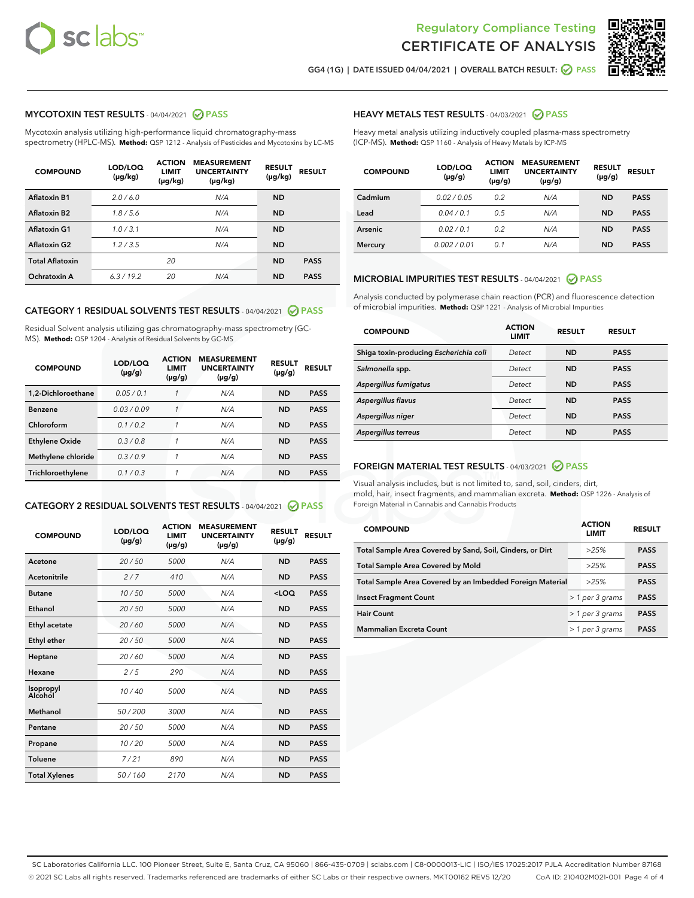Regulatory Compliance Testing

# CERTIFICATE OF ANALYSIS

GG4 (1G) | DATE ISSUED 04/04/2021 | OVERALL BATCH RESULT: PASS

## MYCOTOXIN TEST RESULTS - 04/04/2021 PASS

Mycotoxin analysis utilizing high-performance liquid chromatography-mass spectrometry (HPLC-MS). **Method:** QSP 1212 - Analysis of Pesticides and Mycotoxins by LC-MS

| COMPOUND | LOD/LOQ (μg/kg) | ACTION LIMIT (μg/kg) | MEASUREMENT UNCERTAINTY (μg/kg) | RESULT (μg/kg) | RESULT |
|---|---|---|---|---|---|
| Aflatoxin B1 | 2.0 / 6.0 | | N/A | ND | |
| Aflatoxin B2 | 1.8 / 5.6 | | N/A | ND | |
| Aflatoxin G1 | 1.0 / 3.1 | | N/A | ND | |
| Aflatoxin G2 | 1.2 / 3.5 | | N/A | ND | |
| Total Aflatoxin | | 20 | | ND | PASS |
| Ochratoxin A | 6.3 / 19.2 | 20 | N/A | ND | PASS |

## CATEGORY 1 RESIDUAL SOLVENTS TEST RESULTS - 04/04/2021 PASS

Residual Solvent analysis utilizing gas chromatography-mass spectrometry (GC-MS). **Method:** QSP 1204 - Analysis of Residual Solvents by GC-MS

| COMPOUND | LOD/LOQ (μg/g) | ACTION LIMIT (μg/g) | MEASUREMENT UNCERTAINTY (μg/g) | RESULT (μg/g) | RESULT |
|---|---|---|---|---|---|
| 1,2-Dichloroethane | 0.05 / 0.1 | 1 | N/A | ND | PASS |
| Benzene | 0.03 / 0.09 | 1 | N/A | ND | PASS |
| Chloroform | 0.1 / 0.2 | 1 | N/A | ND | PASS |
| Ethylene Oxide | 0.3 / 0.8 | 1 | N/A | ND | PASS |
| Methylene chloride | 0.3 / 0.9 | 1 | N/A | ND | PASS |
| Trichloroethylene | 0.1 / 0.3 | 1 | N/A | ND | PASS |

## CATEGORY 2 RESIDUAL SOLVENTS TEST RESULTS - 04/04/2021 PASS

| COMPOUND | LOD/LOQ (μg/g) | ACTION LIMIT (μg/g) | MEASUREMENT UNCERTAINTY (μg/g) | RESULT (μg/g) | RESULT |
|---|---|---|---|---|---|
| Acetone | 20 / 50 | 5000 | N/A | ND | PASS |
| Acetonitrile | 2 / 7 | 410 | N/A | ND | PASS |
| Butane | 10 / 50 | 5000 | N/A | <LOQ | PASS |
| Ethanol | 20 / 50 | 5000 | N/A | ND | PASS |
| Ethyl acetate | 20 / 60 | 5000 | N/A | ND | PASS |
| Ethyl ether | 20 / 50 | 5000 | N/A | ND | PASS |
| Heptane | 20 / 60 | 5000 | N/A | ND | PASS |
| Hexane | 2 / 5 | 290 | N/A | ND | PASS |
| Isopropyl Alcohol | 10 / 40 | 5000 | N/A | ND | PASS |
| Methanol | 50 / 200 | 3000 | N/A | ND | PASS |
| Pentane | 20 / 50 | 5000 | N/A | ND | PASS |
| Propane | 10 / 20 | 5000 | N/A | ND | PASS |
| Toluene | 7 / 21 | 890 | N/A | ND | PASS |
| Total Xylenes | 50 / 160 | 2170 | N/A | ND | PASS |

## HEAVY METALS TEST RESULTS - 04/03/2021 PASS

Heavy metal analysis utilizing inductively coupled plasma-mass spectrometry (ICP-MS). **Method:** QSP 1160 - Analysis of Heavy Metals by ICP-MS

| COMPOUND | LOD/LOQ (μg/g) | ACTION LIMIT (μg/g) | MEASUREMENT UNCERTAINTY (μg/g) | RESULT (μg/g) | RESULT |
|---|---|---|---|---|---|
| Cadmium | 0.02 / 0.05 | 0.2 | N/A | ND | PASS |
| Lead | 0.04 / 0.1 | 0.5 | N/A | ND | PASS |
| Arsenic | 0.02 / 0.1 | 0.2 | N/A | ND | PASS |
| Mercury | 0.002 / 0.01 | 0.1 | N/A | ND | PASS |

## MICROBIAL IMPURITIES TEST RESULTS - 04/04/2021 PASS

Analysis conducted by polymerase chain reaction (PCR) and fluorescence detection of microbial impurities. **Method:** QSP 1221 - Analysis of Microbial Impurities

| COMPOUND | ACTION LIMIT | RESULT | RESULT |
|---|---|---|---|
| *Shiga toxin-producing Escherichia coli* | Detect | ND | PASS |
| *Salmonella* spp. | Detect | ND | PASS |
| *Aspergillus fumigatus* | Detect | ND | PASS |
| *Aspergillus flavus* | Detect | ND | PASS |
| *Aspergillus niger* | Detect | ND | PASS |
| *Aspergillus terreus* | Detect | ND | PASS |

## FOREIGN MATERIAL TEST RESULTS - 04/03/2021 PASS

Visual analysis includes, but is not limited to, sand, soil, cinders, dirt, mold, hair, insect fragments, and mammalian excreta. **Method:** QSP 1226 - Analysis of Foreign Material in Cannabis and Cannabis Products

| COMPOUND | ACTION LIMIT | RESULT |
|---|---|---|
| Total Sample Area Covered by Sand, Soil, Cinders, or Dirt | >25% | PASS |
| Total Sample Area Covered by Mold | >25% | PASS |
| Total Sample Area Covered by an Imbedded Foreign Material | >25% | PASS |
| Insect Fragment Count | > 1 per 3 grams | PASS |
| Hair Count | > 1 per 3 grams | PASS |
| Mammalian Excreta Count | > 1 per 3 grams | PASS |

SC Laboratories California LLC. 100 Pioneer Street, Suite E, Santa Cruz, CA 95060 | 866-435-0709 | sclabs.com | C8-0000013-LIC | ISO/IES 17025:2017 PJLA Accreditation Number 87168
© 2021 SC Labs all rights reserved. Trademarks referenced are trademarks of either SC Labs or their respective owners. MKT00162 REV5 12/20 CoA ID: 210402M021-001